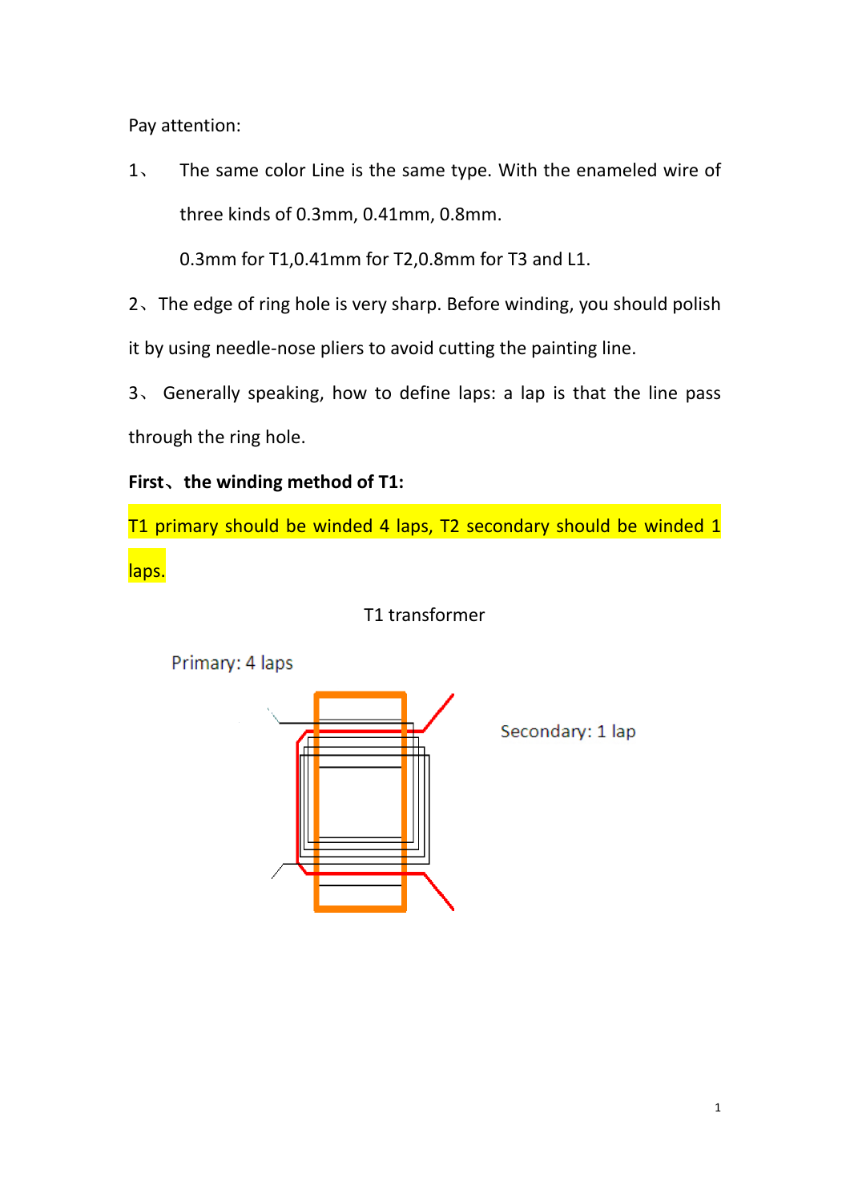Pay attention:

1、 The same color Line is the same type. With the enameled wire of three kinds of 0.3mm, 0.41mm, 0.8mm.

0.3mm for T1,0.41mm for T2,0.8mm for T3 and L1.

2、The edge of ring hole is very sharp. Before winding, you should polish it by using needle-nose pliers to avoid cutting the painting line.

3、 Generally speaking, how to define laps: a lap is that the line pass through the ring hole.

**First、the winding method of T1:**

T1 primary should be winded 4 laps, T2 secondary should be winded 1 laps.

T1 transformer

Primary: 4 laps

Secondary: 1 lap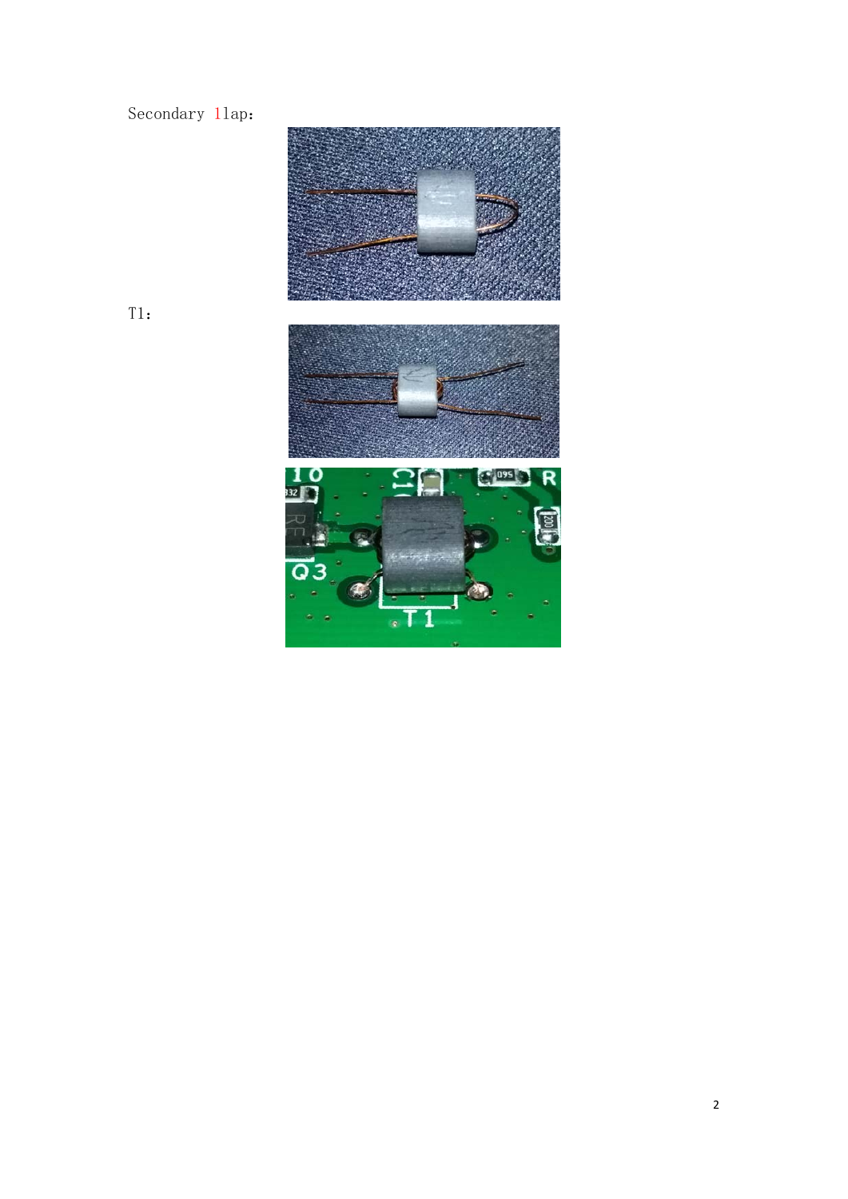Secondary 1lap:

T1: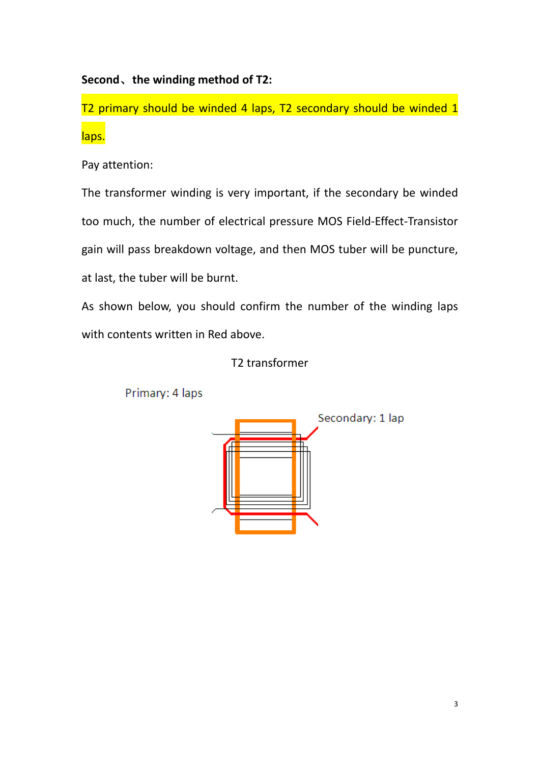**Second、 the winding method of T2:**

T2 primary should be winded 4 laps, T2 secondary should be winded 1 laps.

Pay attention:

The transformer winding is very important, if the secondary be winded too much, the number of electrical pressure MOS Field-Effect-Transistor gain will pass breakdown voltage, and then MOS tuber will be puncture, at last, the tuber will be burnt.

As shown below, you should confirm the number of the winding laps with contents written in Red above.

T2 transformer

Primary: 4 laps

Secondary: 1 lap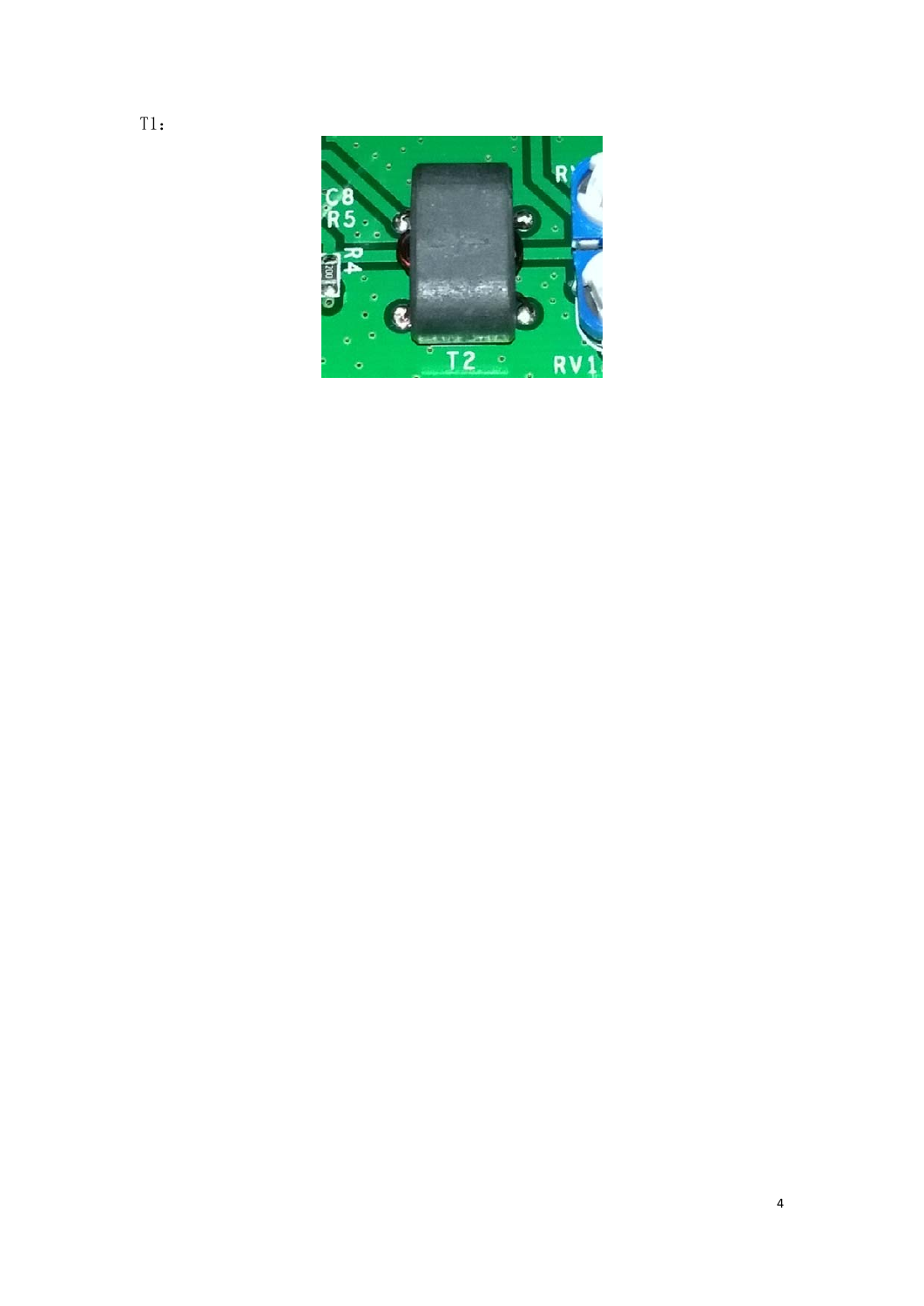T1：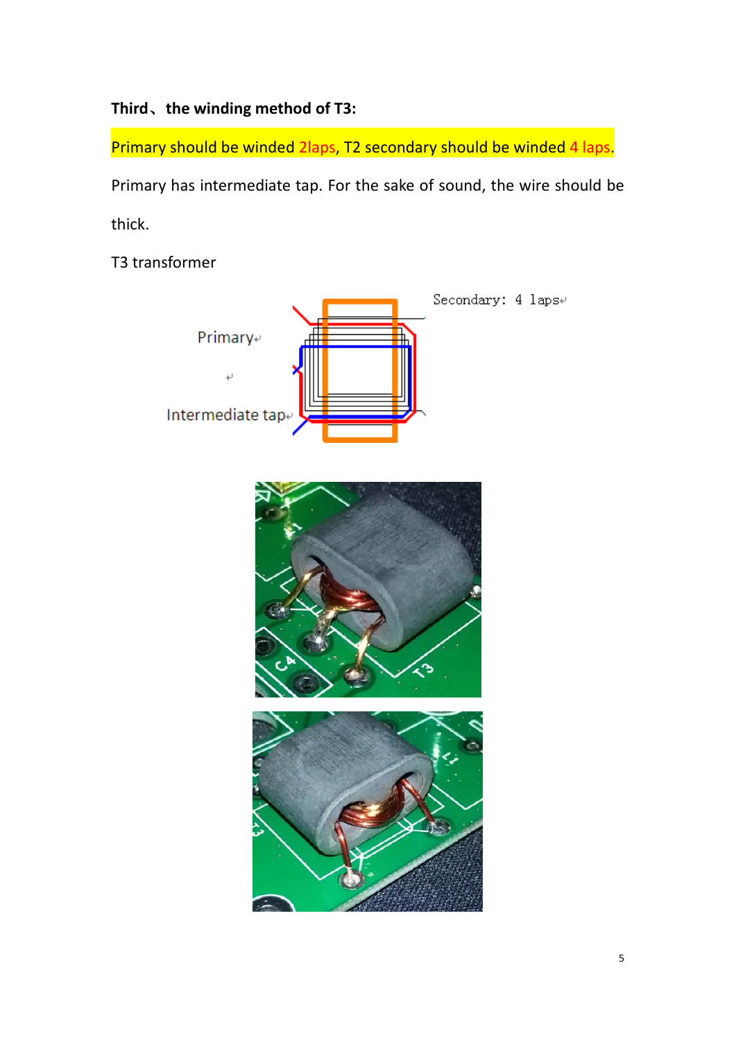**Third、the winding method of T3:**

Primary should be winded 2laps, T2 secondary should be winded 4 laps.

Primary has intermediate tap. For the sake of sound, the wire should be thick.

T3 transformer

Secondary: 4 laps

Primary

Intermediate tap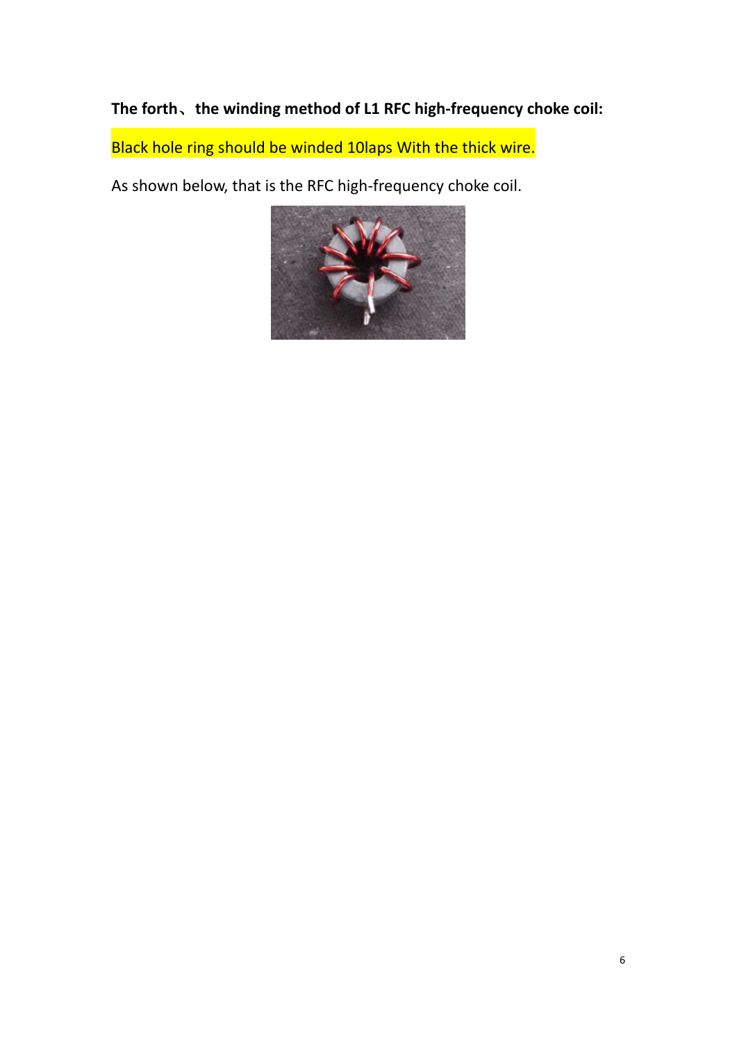**The forth、the winding method of L1 RFC high-frequency choke coil:**

Black hole ring should be winded 10laps With the thick wire.

As shown below, that is the RFC high-frequency choke coil.